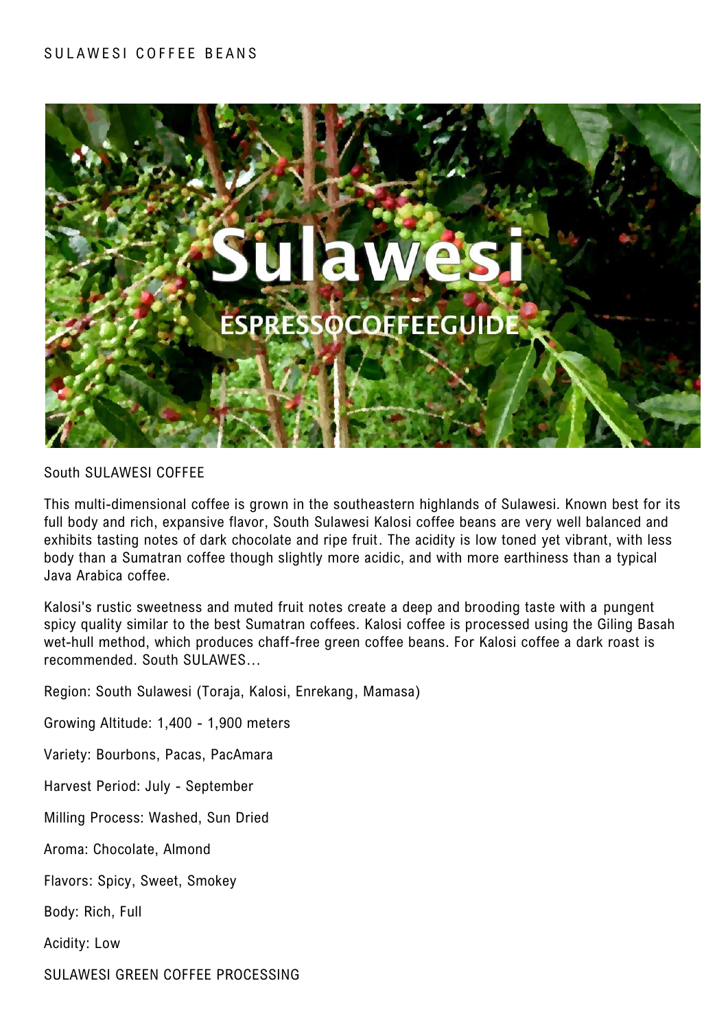# SULAWESI COFFEE BEANS

## South SULAWESI COFFEE

This multi-dimensional coffee is grown in the southeastern highlands of Sulawesi. Known best for its full body and rich, expansive flavor, South Sulawesi Kalosi coffee beans are very well balanced and exhibits tasting notes of dark chocolate and ripe fruit. The acidity is low toned yet vibrant, with less body than a Sumatran coffee though slightly more acidic, and with more earthiness than a typical Java Arabica coffee.

Kalosi's rustic sweetness and muted fruit notes create a deep and brooding taste with a pungent spicy quality similar to the best Sumatran coffees. Kalosi coffee is processed using the Giling Basah wet-hull method, which produces chaff-free green coffee beans. For Kalosi coffee a dark roast is recommended. South SULAWES...

Region: South Sulawesi (Toraja, Kalosi, Enrekang, Mamasa)

Growing Altitude: 1,400 - 1,900 meters

Variety: Bourbons, Pacas, PacAmara

Harvest Period: July - September

Milling Process: Washed, Sun Dried

Aroma: Chocolate, Almond

Flavors: Spicy, Sweet, Smokey

Body: Rich, Full

Acidity: Low

## SULAWESI GREEN COFFEE PROCESSING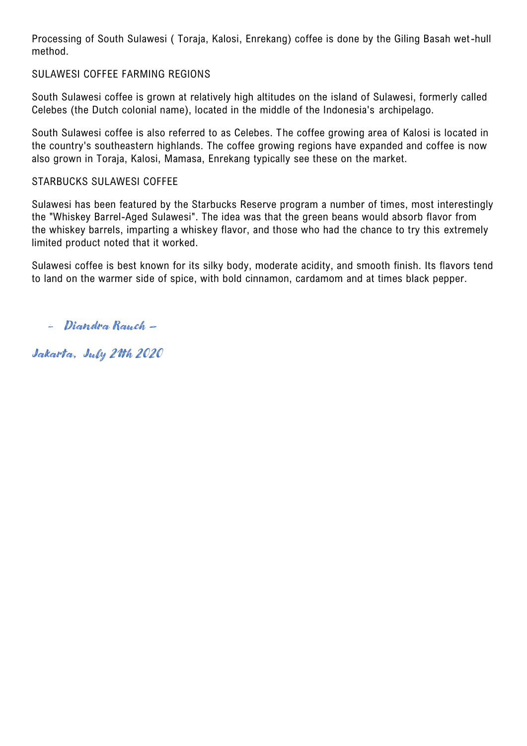Processing of South Sulawesi ( Toraja, Kalosi, Enrekang) coffee is done by the Giling Basah wet-hull method.

## SULAWESI COFFEE FARMING REGIONS

South Sulawesi coffee is grown at relatively high altitudes on the island of Sulawesi, formerly called Celebes (the Dutch colonial name), located in the middle of the Indonesia's archipelago.

South Sulawesi coffee is also referred to as Celebes. The coffee growing area of Kalosi is located in the country's southeastern highlands. The coffee growing regions have expanded and coffee is now also grown in Toraja, Kalosi, Mamasa, Enrekang typically see these on the market.

## STARBUCKS SULAWESI COFFEE

Sulawesi has been featured by the Starbucks Reserve program a number of times, most interestingly the "Whiskey Barrel-Aged Sulawesi". The idea was that the green beans would absorb flavor from the whiskey barrels, imparting a whiskey flavor, and those who had the chance to try this extremely limited product noted that it worked.

Sulawesi coffee is best known for its silky body, moderate acidity, and smooth finish. Its flavors tend to land on the warmer side of spice, with bold cinnamon, cardamom and at times black pepper.

*- Diandra Rauch -*

*Jakarta, July 21th 2020*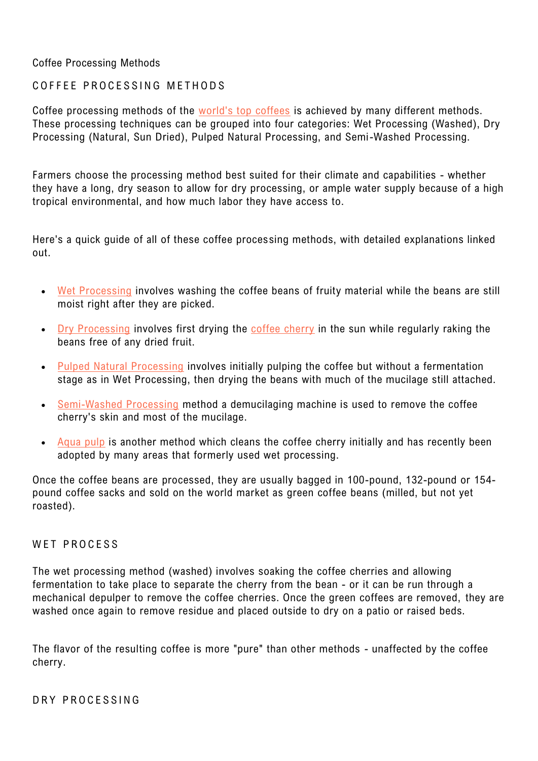Coffee Processing Methods

## COFFEE PROCESSING METHODS

Coffee processing methods of the world's top coffees is achieved by many different methods. These processing techniques can be grouped into four categories: Wet Processing (Washed), Dry Processing (Natural, Sun Dried), Pulped Natural Processing, and Semi-Washed Processing.

Farmers choose the processing method best suited for their climate and capabilities - whether they have a long, dry season to allow for dry processing, or ample water supply because of a high tropical environmental, and how much labor they have access to.

Here's a quick guide of all of these coffee processing methods, with detailed explanations linked out.

- Wet Processing involves washing the coffee beans of fruity material while the beans are still moist right after they are picked.
- Dry Processing involves first drying the coffee cherry in the sun while regularly raking the beans free of any dried fruit.
- Pulped Natural Processing involves initially pulping the coffee but without a fermentation stage as in Wet Processing, then drying the beans with much of the mucilage still attached.
- Semi-Washed Processing method a demucilaging machine is used to remove the coffee cherry's skin and most of the mucilage.
- Aqua pulp is another method which cleans the coffee cherry initially and has recently been adopted by many areas that formerly used wet processing.

Once the coffee beans are processed, they are usually bagged in 100-pound, 132-pound or 154-pound coffee sacks and sold on the world market as green coffee beans (milled, but not yet roasted).

## WET PROCESS

The wet processing method (washed) involves soaking the coffee cherries and allowing fermentation to take place to separate the cherry from the bean - or it can be run through a mechanical depulper to remove the coffee cherries. Once the green coffees are removed, they are washed once again to remove residue and placed outside to dry on a patio or raised beds.

The flavor of the resulting coffee is more "pure" than other methods - unaffected by the coffee cherry.

## DRY PROCESSING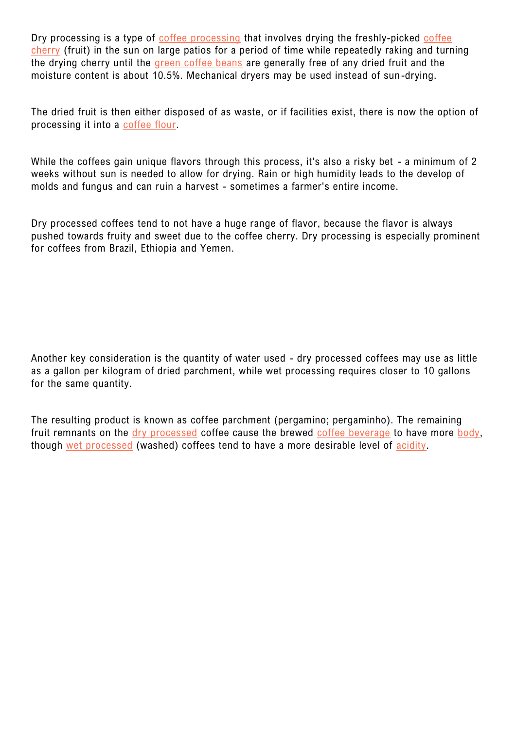Dry processing is a type of coffee processing that involves drying the freshly-picked coffee cherry (fruit) in the sun on large patios for a period of time while repeatedly raking and turning the drying cherry until the green coffee beans are generally free of any dried fruit and the moisture content is about 10.5%. Mechanical dryers may be used instead of sun-drying.

The dried fruit is then either disposed of as waste, or if facilities exist, there is now the option of processing it into a coffee flour.

While the coffees gain unique flavors through this process, it's also a risky bet - a minimum of 2 weeks without sun is needed to allow for drying. Rain or high humidity leads to the develop of molds and fungus and can ruin a harvest - sometimes a farmer's entire income.

Dry processed coffees tend to not have a huge range of flavor, because the flavor is always pushed towards fruity and sweet due to the coffee cherry. Dry processing is especially prominent for coffees from Brazil, Ethiopia and Yemen.

Another key consideration is the quantity of water used - dry processed coffees may use as little as a gallon per kilogram of dried parchment, while wet processing requires closer to 10 gallons for the same quantity.

The resulting product is known as coffee parchment (pergamino; pergaminho). The remaining fruit remnants on the dry processed coffee cause the brewed coffee beverage to have more body, though wet processed (washed) coffees tend to have a more desirable level of acidity.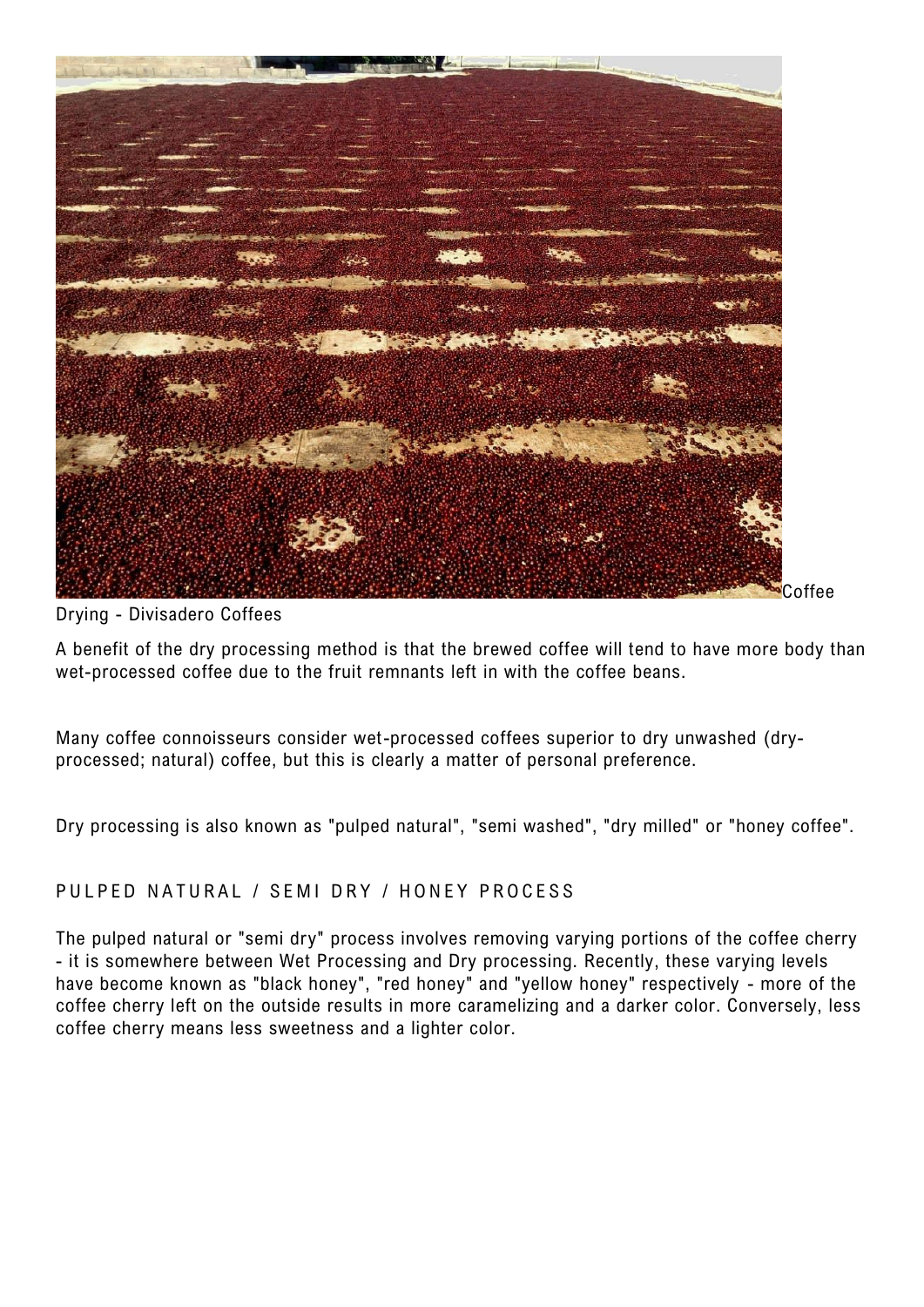Coffee Drying - Divisadero Coffees

A benefit of the dry processing method is that the brewed coffee will tend to have more body than wet-processed coffee due to the fruit remnants left in with the coffee beans.

Many coffee connoisseurs consider wet-processed coffees superior to dry unwashed (dry-processed; natural) coffee, but this is clearly a matter of personal preference.

Dry processing is also known as "pulped natural", "semi washed", "dry milled" or "honey coffee".

## PULPED NATURAL / SEMI DRY / HONEY PROCESS

The pulped natural or "semi dry" process involves removing varying portions of the coffee cherry - it is somewhere between Wet Processing and Dry processing. Recently, these varying levels have become known as "black honey", "red honey" and "yellow honey" respectively - more of the coffee cherry left on the outside results in more caramelizing and a darker color. Conversely, less coffee cherry means less sweetness and a lighter color.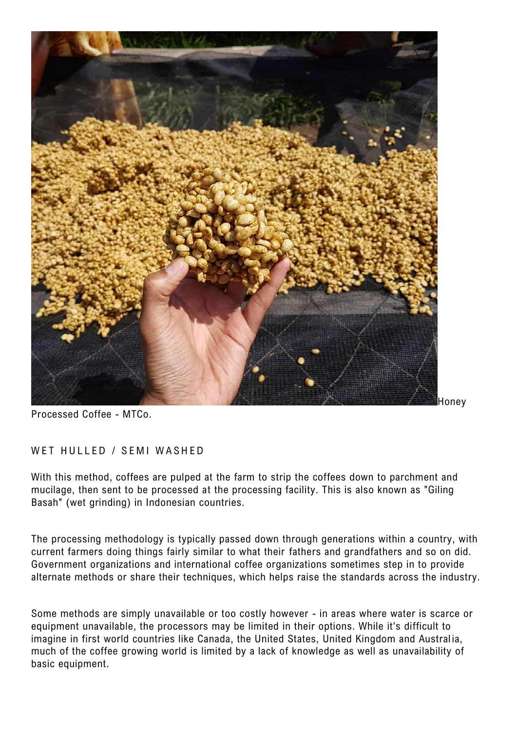Honey Processed Coffee - MTCo.

## WET HULLED / SEMI WASHED

With this method, coffees are pulped at the farm to strip the coffees down to parchment and mucilage, then sent to be processed at the processing facility. This is also known as "Giling Basah" (wet grinding) in Indonesian countries.

The processing methodology is typically passed down through generations within a country, with current farmers doing things fairly similar to what their fathers and grandfathers and so on did. Government organizations and international coffee organizations sometimes step in to provide alternate methods or share their techniques, which helps raise the standards across the industry.

Some methods are simply unavailable or too costly however - in areas where water is scarce or equipment unavailable, the processors may be limited in their options. While it's difficult to imagine in first world countries like Canada, the United States, United Kingdom and Australia, much of the coffee growing world is limited by a lack of knowledge as well as unavailability of basic equipment.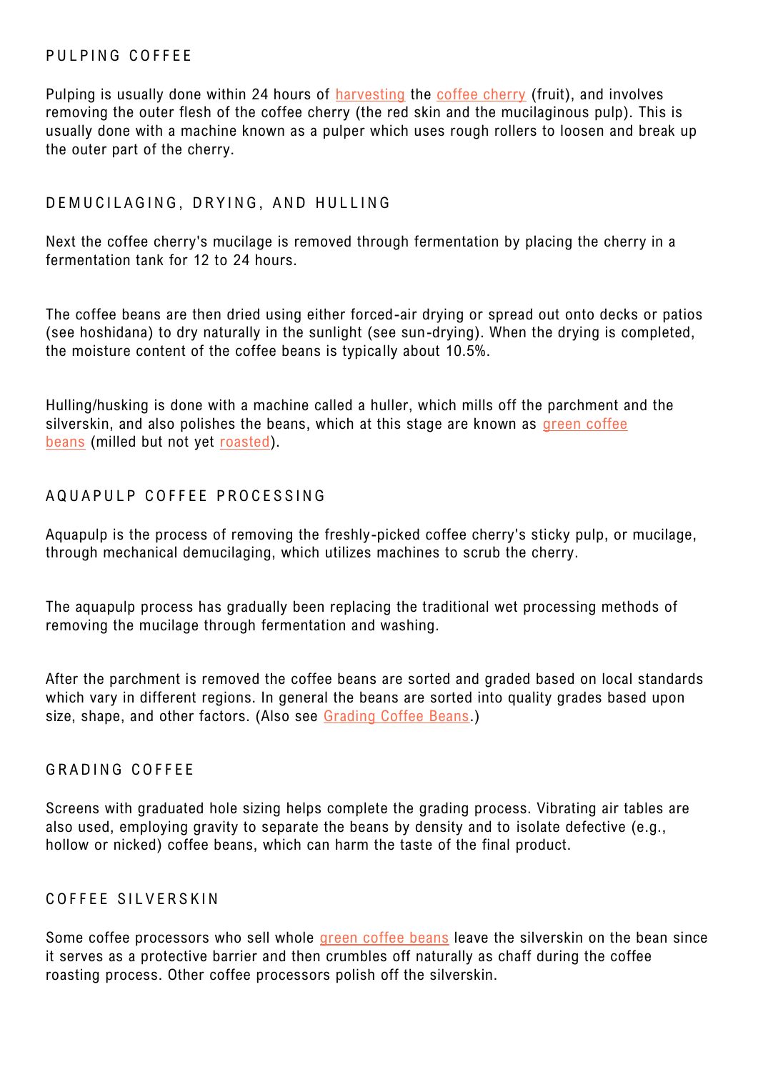## PULPING COFFEE

Pulping is usually done within 24 hours of harvesting the coffee cherry (fruit), and involves removing the outer flesh of the coffee cherry (the red skin and the mucilaginous pulp). This is usually done with a machine known as a pulper which uses rough rollers to loosen and break up the outer part of the cherry.

## DEMUCILAGING, DRYING, AND HULLING

Next the coffee cherry's mucilage is removed through fermentation by placing the cherry in a fermentation tank for 12 to 24 hours.

The coffee beans are then dried using either forced-air drying or spread out onto decks or patios (see hoshidana) to dry naturally in the sunlight (see sun-drying). When the drying is completed, the moisture content of the coffee beans is typically about 10.5%.

Hulling/husking is done with a machine called a huller, which mills off the parchment and the silverskin, and also polishes the beans, which at this stage are known as green coffee beans (milled but not yet roasted).

## AQUAPULP COFFEE PROCESSING

Aquapulp is the process of removing the freshly-picked coffee cherry's sticky pulp, or mucilage, through mechanical demucilaging, which utilizes machines to scrub the cherry.

The aquapulp process has gradually been replacing the traditional wet processing methods of removing the mucilage through fermentation and washing.

After the parchment is removed the coffee beans are sorted and graded based on local standards which vary in different regions. In general the beans are sorted into quality grades based upon size, shape, and other factors. (Also see Grading Coffee Beans.)

## GRADING COFFEE

Screens with graduated hole sizing helps complete the grading process. Vibrating air tables are also used, employing gravity to separate the beans by density and to isolate defective (e.g., hollow or nicked) coffee beans, which can harm the taste of the final product.

## COFFEE SILVERSKIN

Some coffee processors who sell whole green coffee beans leave the silverskin on the bean since it serves as a protective barrier and then crumbles off naturally as chaff during the coffee roasting process. Other coffee processors polish off the silverskin.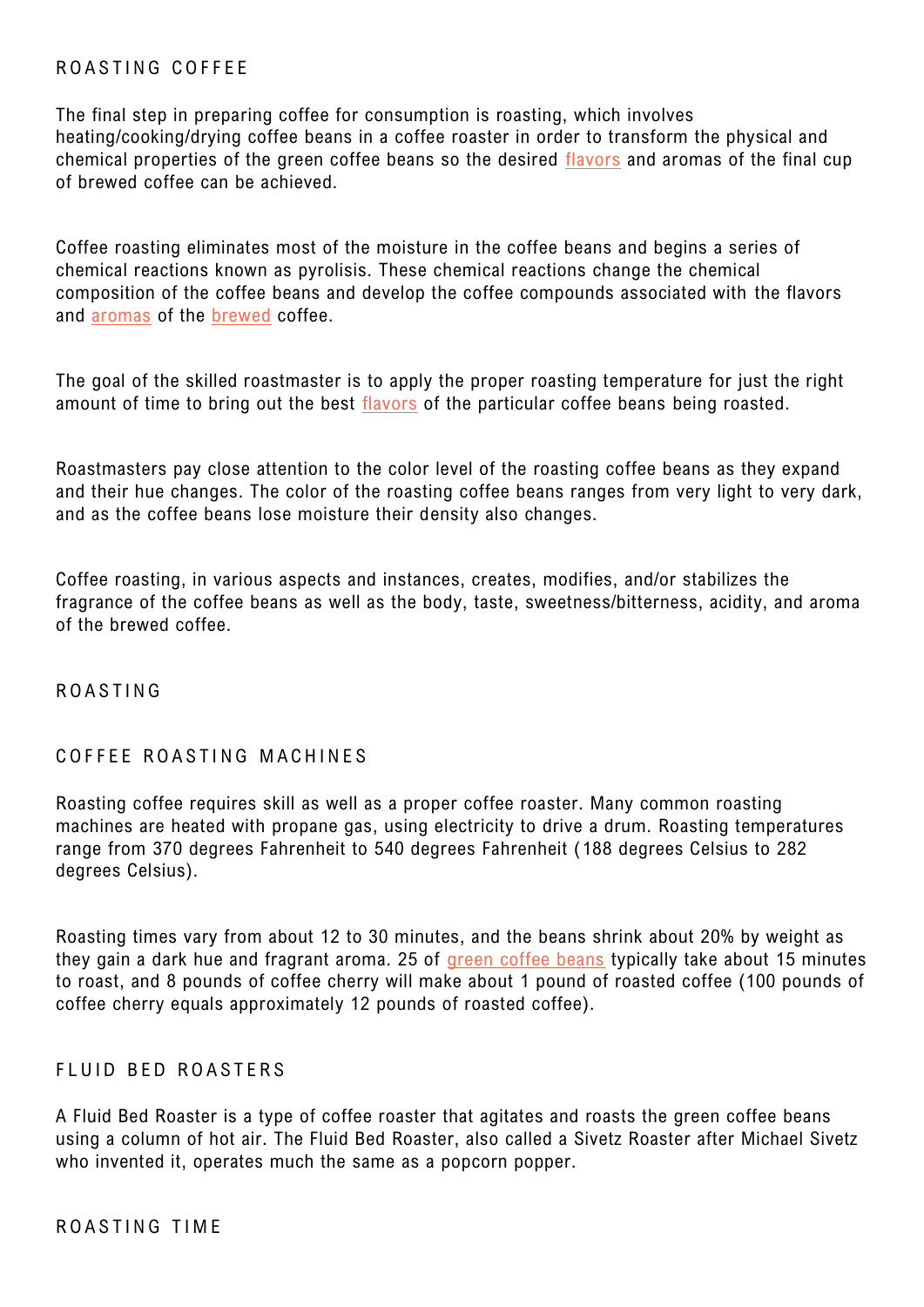## ROASTING COFFEE

The final step in preparing coffee for consumption is roasting, which involves heating/cooking/drying coffee beans in a coffee roaster in order to transform the physical and chemical properties of the green coffee beans so the desired flavors and aromas of the final cup of brewed coffee can be achieved.

Coffee roasting eliminates most of the moisture in the coffee beans and begins a series of chemical reactions known as pyrolisis. These chemical reactions change the chemical composition of the coffee beans and develop the coffee compounds associated with the flavors and aromas of the brewed coffee.

The goal of the skilled roastmaster is to apply the proper roasting temperature for just the right amount of time to bring out the best flavors of the particular coffee beans being roasted.

Roastmasters pay close attention to the color level of the roasting coffee beans as they expand and their hue changes. The color of the roasting coffee beans ranges from very light to very dark, and as the coffee beans lose moisture their density also changes.

Coffee roasting, in various aspects and instances, creates, modifies, and/or stabilizes the fragrance of the coffee beans as well as the body, taste, sweetness/bitterness, acidity, and aroma of the brewed coffee.

## ROASTING

### COFFEE ROASTING MACHINES

Roasting coffee requires skill as well as a proper coffee roaster. Many common roasting machines are heated with propane gas, using electricity to drive a drum. Roasting temperatures range from 370 degrees Fahrenheit to 540 degrees Fahrenheit (188 degrees Celsius to 282 degrees Celsius).

Roasting times vary from about 12 to 30 minutes, and the beans shrink about 20% by weight as they gain a dark hue and fragrant aroma. 25 of green coffee beans typically take about 15 minutes to roast, and 8 pounds of coffee cherry will make about 1 pound of roasted coffee (100 pounds of coffee cherry equals approximately 12 pounds of roasted coffee).

### FLUID BED ROASTERS

A Fluid Bed Roaster is a type of coffee roaster that agitates and roasts the green coffee beans using a column of hot air. The Fluid Bed Roaster, also called a Sivetz Roaster after Michael Sivetz who invented it, operates much the same as a popcorn popper.

### ROASTING TIME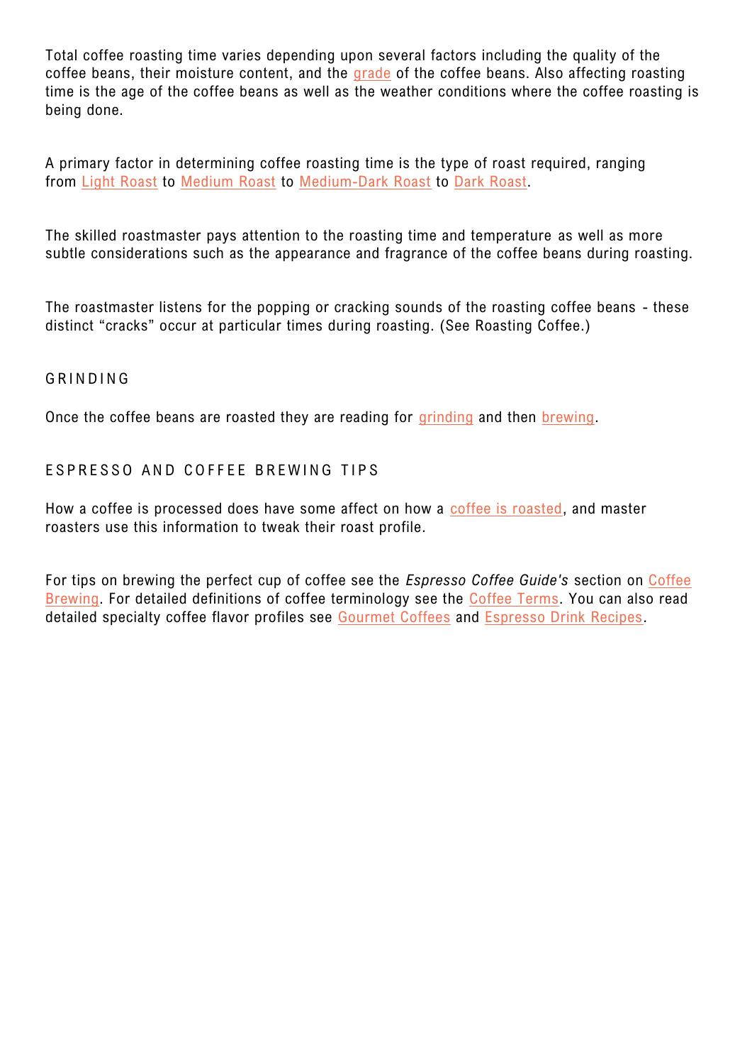Total coffee roasting time varies depending upon several factors including the quality of the coffee beans, their moisture content, and the grade of the coffee beans. Also affecting roasting time is the age of the coffee beans as well as the weather conditions where the coffee roasting is being done.

A primary factor in determining coffee roasting time is the type of roast required, ranging from Light Roast to Medium Roast to Medium-Dark Roast to Dark Roast.

The skilled roastmaster pays attention to the roasting time and temperature as well as more subtle considerations such as the appearance and fragrance of the coffee beans during roasting.

The roastmaster listens for the popping or cracking sounds of the roasting coffee beans - these distinct "cracks" occur at particular times during roasting. (See Roasting Coffee.)

## GRINDING

Once the coffee beans are roasted they are reading for grinding and then brewing.

## ESPRESSO AND COFFEE BREWING TIPS

How a coffee is processed does have some affect on how a coffee is roasted, and master roasters use this information to tweak their roast profile.

For tips on brewing the perfect cup of coffee see the *Espresso Coffee Guide's* section on Coffee Brewing. For detailed definitions of coffee terminology see the Coffee Terms. You can also read detailed specialty coffee flavor profiles see Gourmet Coffees and Espresso Drink Recipes.